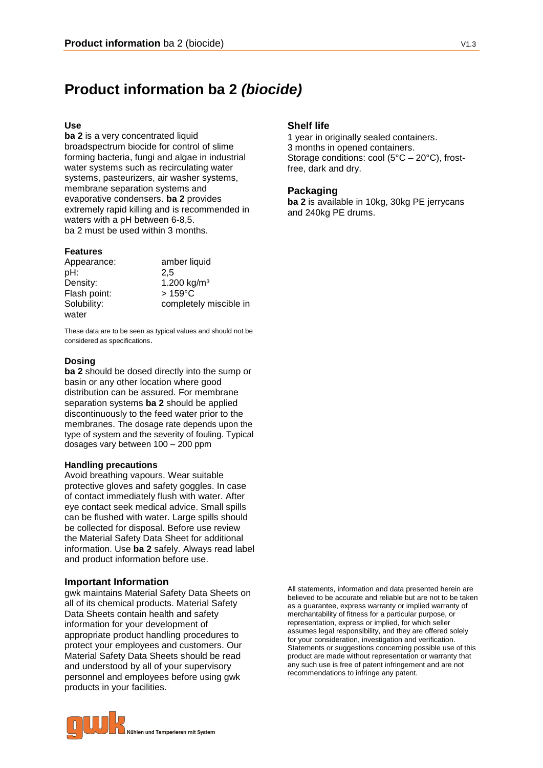# Product information ba 2 *(biocide)*

### Use

**ba 2** is a very concentrated liquid broadspectrum biocide for control of slime forming bacteria, fungi and algae in industrial water systems such as recirculating water systems, pasteurizers, air washer systems, membrane separation systems and evaporative condensers. **ba 2** provides extremely rapid killing and is recommended in waters with a pH between 6-8,5.
ba 2 must be used within 3 months.

### Features

| | |
|---|---|
| Appearance: | amber liquid |
| pH: | 2,5 |
| Density: | 1.200 kg/m³ |
| Flash point: | > 159°C |
| Solubility: | completely miscible in water |

These data are to be seen as typical values and should not be considered as specifications.

### Dosing

**ba 2** should be dosed directly into the sump or basin or any other location where good distribution can be assured. For membrane separation systems **ba 2** should be applied discontinuously to the feed water prior to the membranes. The dosage rate depends upon the type of system and the severity of fouling. Typical dosages vary between 100 – 200 ppm

### Handling precautions

Avoid breathing vapours. Wear suitable protective gloves and safety goggles. In case of contact immediately flush with water. After eye contact seek medical advice. Small spills can be flushed with water. Large spills should be collected for disposal. Before use review the Material Safety Data Sheet for additional information. Use **ba 2** safely. Always read label and product information before use.

## Important Information

gwk maintains Material Safety Data Sheets on all of its chemical products. Material Safety Data Sheets contain health and safety information for your development of appropriate product handling procedures to protect your employees and customers. Our Material Safety Data Sheets should be read and understood by all of your supervisory personnel and employees before using gwk products in your facilities.

## Shelf life

1 year in originally sealed containers.
3 months in opened containers.
Storage conditions: cool (5°C – 20°C), frost-free, dark and dry.

## Packaging

**ba 2** is available in 10kg, 30kg PE jerrycans and 240kg PE drums.

All statements, information and data presented herein are believed to be accurate and reliable but are not to be taken as a guarantee, express warranty or implied warranty of merchantability of fitness for a particular purpose, or representation, express or implied, for which seller assumes legal responsibility, and they are offered solely for your consideration, investigation and verification. Statements or suggestions concerning possible use of this product are made without representation or warranty that any such use is free of patent infringement and are not recommendations to infringe any patent.

gwk Kühlen und Temperieren mit System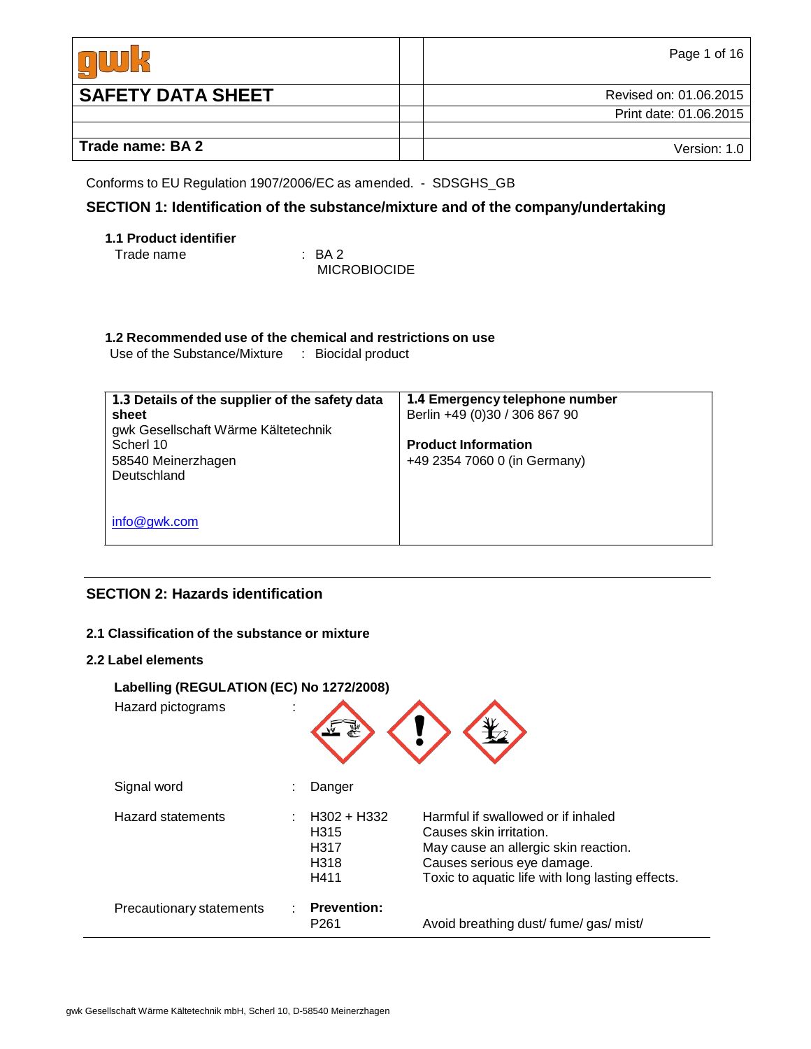| **gwk** | | Page 1 of 16 |
|---|---|---|
| **SAFETY DATA SHEET** | | Revised on: 01.06.2015 |
| | | Print date: 01.06.2015 |
| **Trade name: BA 2** | | Version: 1.0 |

Conforms to EU Regulation 1907/2006/EC as amended. - SDSGHS_GB

## SECTION 1: Identification of the substance/mixture and of the company/undertaking

### 1.1 Product identifier

Trade name : BA 2
MICROBIOCIDE

### 1.2 Recommended use of the chemical and restrictions on use

Use of the Substance/Mixture : Biocidal product

| **1.3 Details of the supplier of the safety data sheet** | **1.4 Emergency telephone number** |
|---|---|
| gwk Gesellschaft Wärme Kältetechnik<br>Scherl 10<br>58540 Meinerzhagen<br>Deutschland<br><br>info@gwk.com | Berlin +49 (0)30 / 306 867 90<br><br>**Product Information**<br>+49 2354 7060 0 (in Germany) |

## SECTION 2: Hazards identification

### 2.1 Classification of the substance or mixture

### 2.2 Label elements

**Labelling (REGULATION (EC) No 1272/2008)**

Hazard pictograms :

Signal word : Danger

Hazard statements :

| | |
|---|---|
| H302 + H332 | Harmful if swallowed or if inhaled |
| H315 | Causes skin irritation. |
| H317 | May cause an allergic skin reaction. |
| H318 | Causes serious eye damage. |
| H411 | Toxic to aquatic life with long lasting effects. |

Precautionary statements : **Prevention:**

| | |
|---|---|
| P261 | Avoid breathing dust/ fume/ gas/ mist/ |

gwk Gesellschaft Wärme Kältetechnik mbH, Scherl 10, D-58540 Meinerzhagen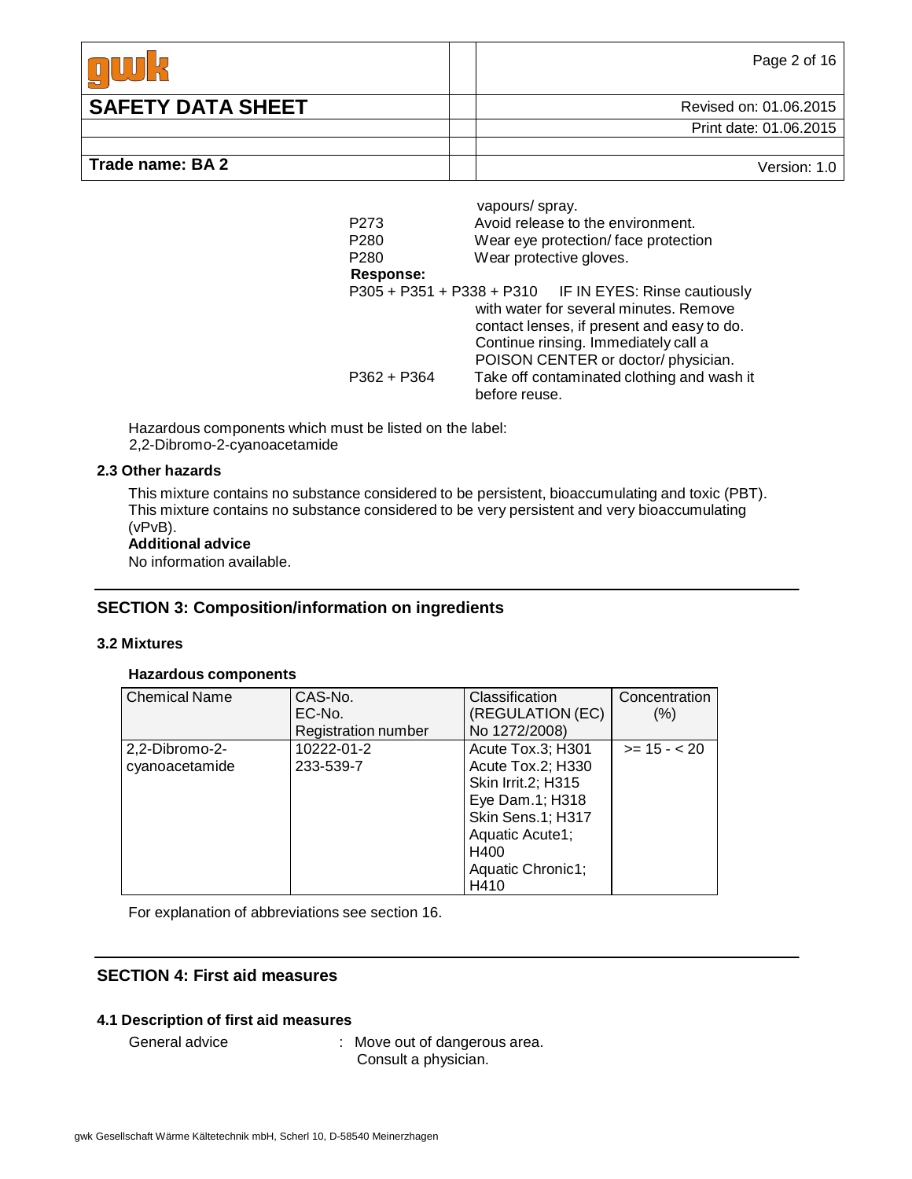vapours/ spray.

| | |
|---|---|
| P273 | Avoid release to the environment. |
| P280 | Wear eye protection/ face protection |
| P280 | Wear protective gloves. |

**Response:**

| | |
|---|---|
| P305 + P351 + P338 + P310 | IF IN EYES: Rinse cautiously with water for several minutes. Remove contact lenses, if present and easy to do. Continue rinsing. Immediately call a POISON CENTER or doctor/ physician. |
| P362 + P364 | Take off contaminated clothing and wash it before reuse. |

Hazardous components which must be listed on the label:
2,2-Dibromo-2-cyanoacetamide

### 2.3 Other hazards

This mixture contains no substance considered to be persistent, bioaccumulating and toxic (PBT).
This mixture contains no substance considered to be very persistent and very bioaccumulating (vPvB).

**Additional advice**

No information available.

## SECTION 3: Composition/information on ingredients

### 3.2 Mixtures

**Hazardous components**

| Chemical Name | CAS-No.<br>EC-No.<br>Registration number | Classification<br>(REGULATION (EC) No 1272/2008) | Concentration (%) |
|---|---|---|---|
| 2,2-Dibromo-2-cyanoacetamide | 10222-01-2<br>233-539-7 | Acute Tox.3; H301<br>Acute Tox.2; H330<br>Skin Irrit.2; H315<br>Eye Dam.1; H318<br>Skin Sens.1; H317<br>Aquatic Acute1; H400<br>Aquatic Chronic1; H410 | >= 15 - < 20 |

For explanation of abbreviations see section 16.

## SECTION 4: First aid measures

### 4.1 Description of first aid measures

General advice : Move out of dangerous area.
Consult a physician.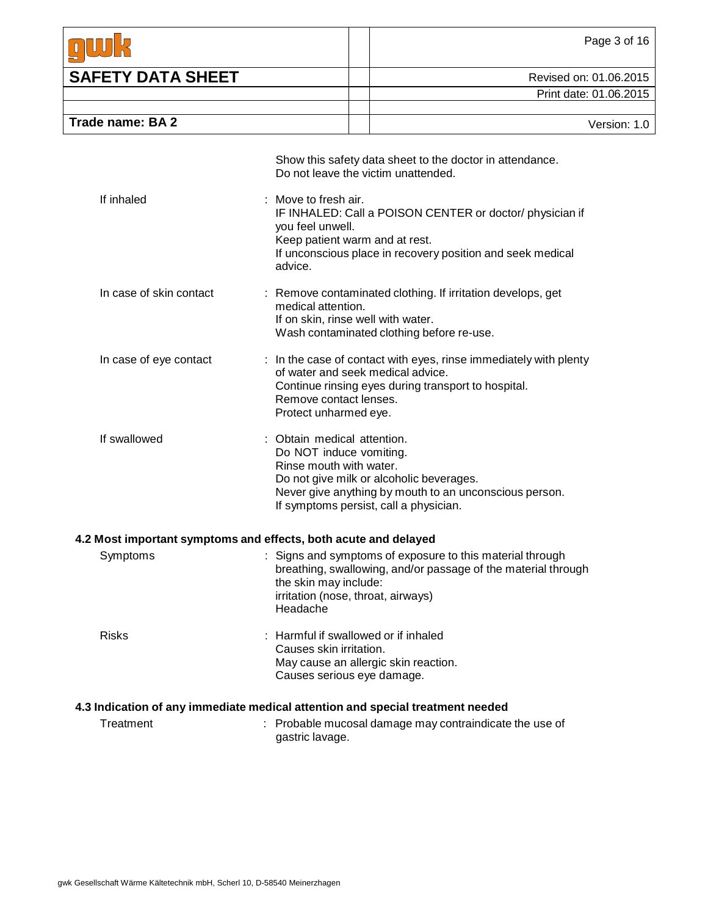Show this safety data sheet to the doctor in attendance.
Do not leave the victim unattended.

| | |
|---|---|
| If inhaled | : Move to fresh air.<br>IF INHALED: Call a POISON CENTER or doctor/ physician if you feel unwell.<br>Keep patient warm and at rest.<br>If unconscious place in recovery position and seek medical advice. |
| In case of skin contact | : Remove contaminated clothing. If irritation develops, get medical attention.<br>If on skin, rinse well with water.<br>Wash contaminated clothing before re-use. |
| In case of eye contact | : In the case of contact with eyes, rinse immediately with plenty of water and seek medical advice.<br>Continue rinsing eyes during transport to hospital.<br>Remove contact lenses.<br>Protect unharmed eye. |
| If swallowed | : Obtain medical attention.<br>Do NOT induce vomiting.<br>Rinse mouth with water.<br>Do not give milk or alcoholic beverages.<br>Never give anything by mouth to an unconscious person.<br>If symptoms persist, call a physician. |

### 4.2 Most important symptoms and effects, both acute and delayed

| | |
|---|---|
| Symptoms | : Signs and symptoms of exposure to this material through breathing, swallowing, and/or passage of the material through the skin may include:<br>irritation (nose, throat, airways)<br>Headache |
| Risks | : Harmful if swallowed or if inhaled<br>Causes skin irritation.<br>May cause an allergic skin reaction.<br>Causes serious eye damage. |

### 4.3 Indication of any immediate medical attention and special treatment needed

| | |
|---|---|
| Treatment | : Probable mucosal damage may contraindicate the use of gastric lavage. |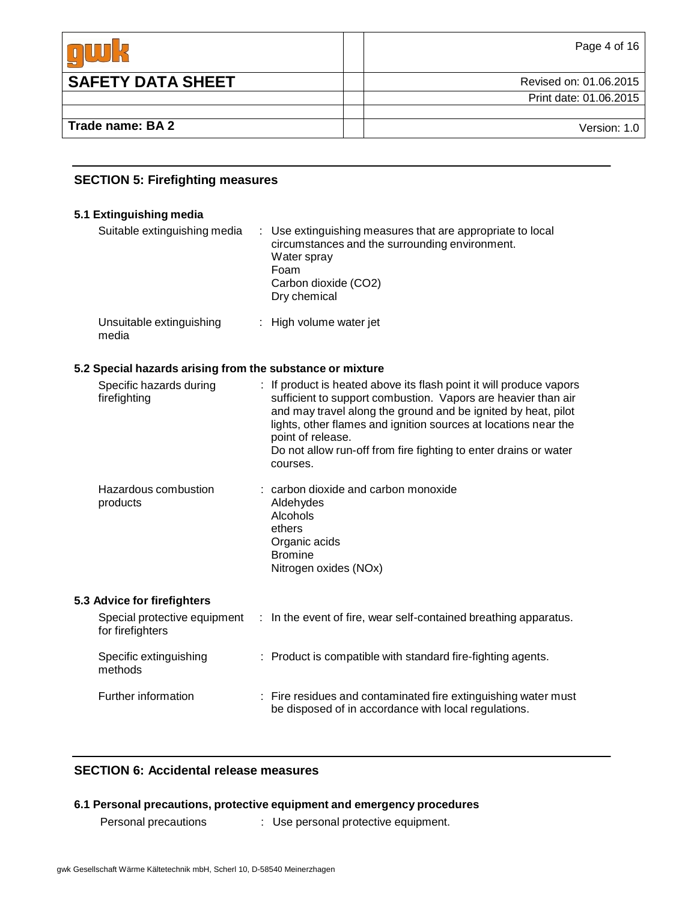## SECTION 5: Firefighting measures

### 5.1 Extinguishing media

| | |
|---|---|
| Suitable extinguishing media | : Use extinguishing measures that are appropriate to local circumstances and the surrounding environment.<br>Water spray<br>Foam<br>Carbon dioxide ($CO_2$)<br>Dry chemical |
| Unsuitable extinguishing media | : High volume water jet |

### 5.2 Special hazards arising from the substance or mixture

| | |
|---|---|
| Specific hazards during firefighting | : If product is heated above its flash point it will produce vapors sufficient to support combustion. Vapors are heavier than air and may travel along the ground and be ignited by heat, pilot lights, other flames and ignition sources at locations near the point of release.<br>Do not allow run-off from fire fighting to enter drains or water courses. |
| Hazardous combustion products | : carbon dioxide and carbon monoxide<br>Aldehydes<br>Alcohols<br>ethers<br>Organic acids<br>Bromine<br>Nitrogen oxides (NOx) |

### 5.3 Advice for firefighters

| | |
|---|---|
| Special protective equipment for firefighters | : In the event of fire, wear self-contained breathing apparatus. |
| Specific extinguishing methods | : Product is compatible with standard fire-fighting agents. |
| Further information | : Fire residues and contaminated fire extinguishing water must be disposed of in accordance with local regulations. |

## SECTION 6: Accidental release measures

### 6.1 Personal precautions, protective equipment and emergency procedures

| | |
|---|---|
| Personal precautions | : Use personal protective equipment. |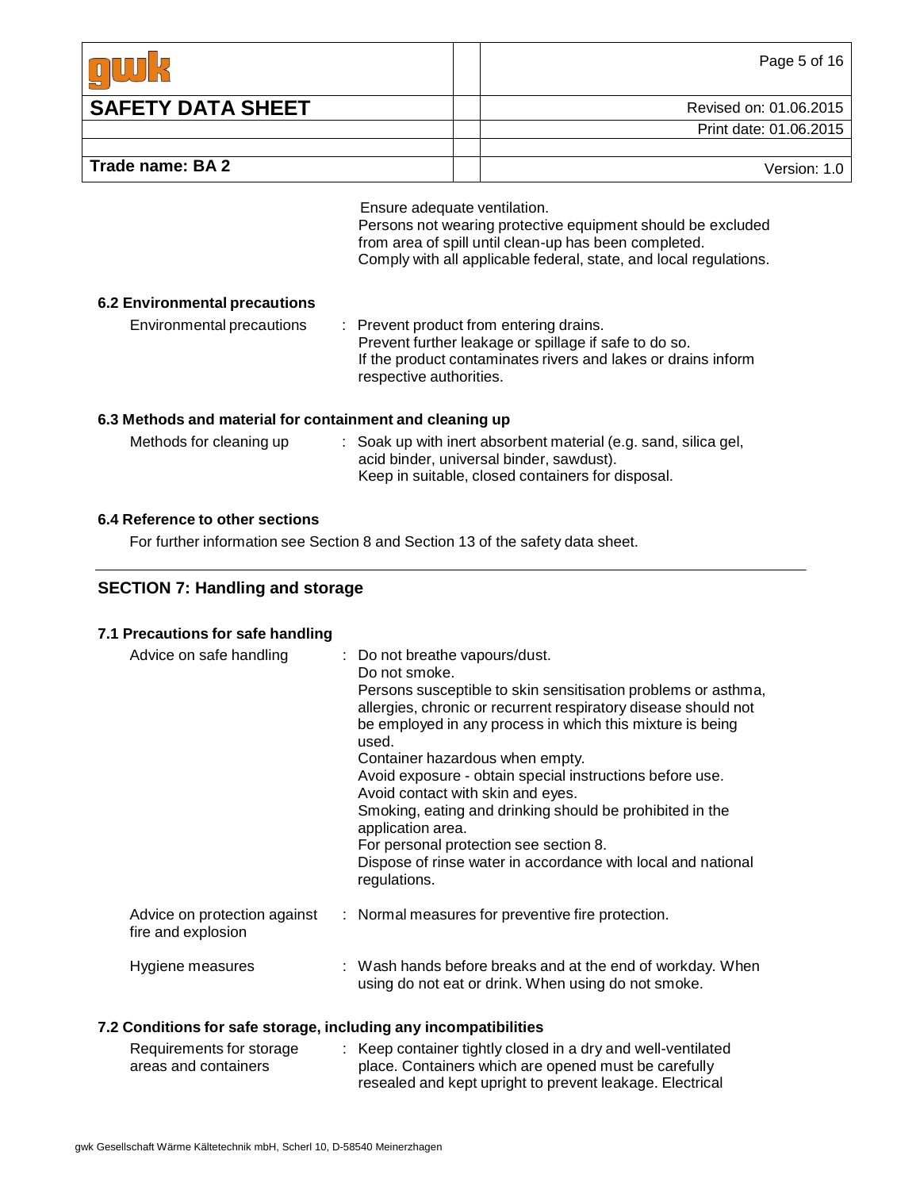Ensure adequate ventilation.
Persons not wearing protective equipment should be excluded from area of spill until clean-up has been completed.
Comply with all applicable federal, state, and local regulations.

### 6.2 Environmental precautions

Environmental precautions : Prevent product from entering drains.
Prevent further leakage or spillage if safe to do so.
If the product contaminates rivers and lakes or drains inform respective authorities.

### 6.3 Methods and material for containment and cleaning up

Methods for cleaning up : Soak up with inert absorbent material (e.g. sand, silica gel, acid binder, universal binder, sawdust).
Keep in suitable, closed containers for disposal.

### 6.4 Reference to other sections

For further information see Section 8 and Section 13 of the safety data sheet.

---

## SECTION 7: Handling and storage

### 7.1 Precautions for safe handling

Advice on safe handling : Do not breathe vapours/dust.
Do not smoke.
Persons susceptible to skin sensitisation problems or asthma, allergies, chronic or recurrent respiratory disease should not be employed in any process in which this mixture is being used.
Container hazardous when empty.
Avoid exposure - obtain special instructions before use.
Avoid contact with skin and eyes.
Smoking, eating and drinking should be prohibited in the application area.
For personal protection see section 8.
Dispose of rinse water in accordance with local and national regulations.

Advice on protection against fire and explosion : Normal measures for preventive fire protection.

Hygiene measures : Wash hands before breaks and at the end of workday. When using do not eat or drink. When using do not smoke.

### 7.2 Conditions for safe storage, including any incompatibilities

Requirements for storage areas and containers : Keep container tightly closed in a dry and well-ventilated place. Containers which are opened must be carefully resealed and kept upright to prevent leakage. Electrical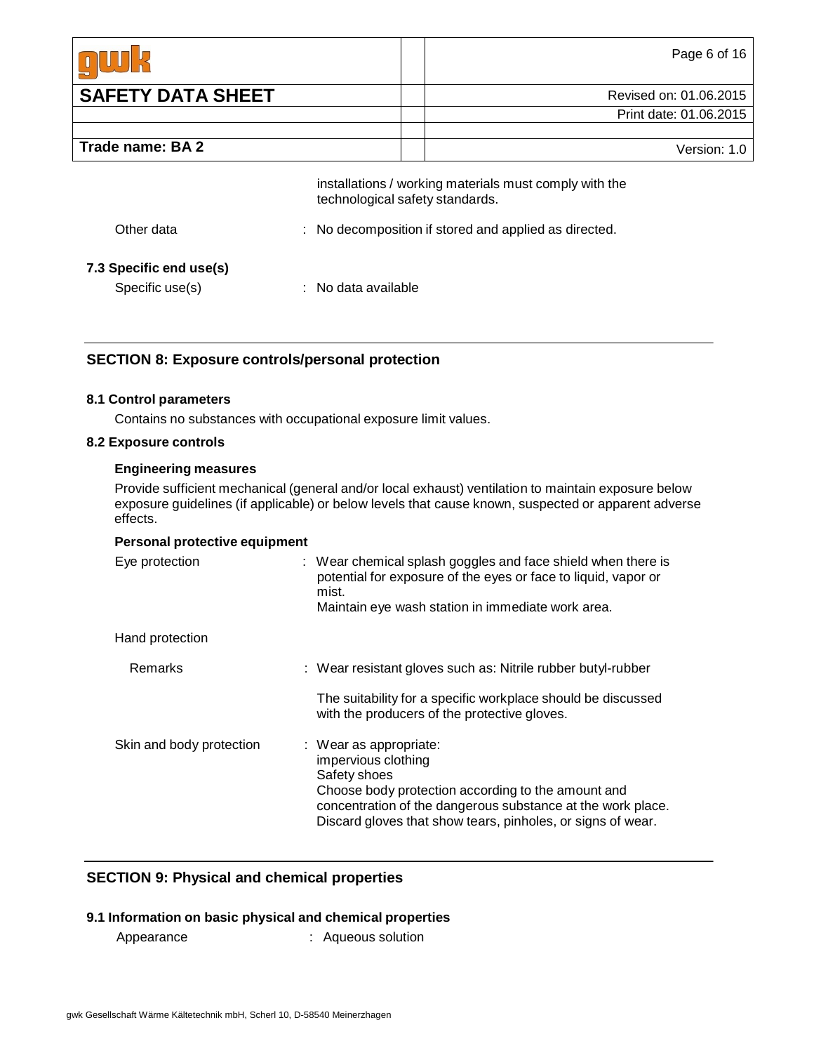installations / working materials must comply with the technological safety standards.

Other data : No decomposition if stored and applied as directed.

### 7.3 Specific end use(s)

Specific use(s) : No data available

---

## SECTION 8: Exposure controls/personal protection

### 8.1 Control parameters

Contains no substances with occupational exposure limit values.

### 8.2 Exposure controls

**Engineering measures**

Provide sufficient mechanical (general and/or local exhaust) ventilation to maintain exposure below exposure guidelines (if applicable) or below levels that cause known, suspected or apparent adverse effects.

**Personal protective equipment**

Eye protection : Wear chemical splash goggles and face shield when there is potential for exposure of the eyes or face to liquid, vapor or mist.
Maintain eye wash station in immediate work area.

Hand protection

Remarks : Wear resistant gloves such as: Nitrile rubber butyl-rubber

The suitability for a specific workplace should be discussed with the producers of the protective gloves.

Skin and body protection : Wear as appropriate:
impervious clothing
Safety shoes
Choose body protection according to the amount and concentration of the dangerous substance at the work place.
Discard gloves that show tears, pinholes, or signs of wear.

---

## SECTION 9: Physical and chemical properties

### 9.1 Information on basic physical and chemical properties

Appearance : Aqueous solution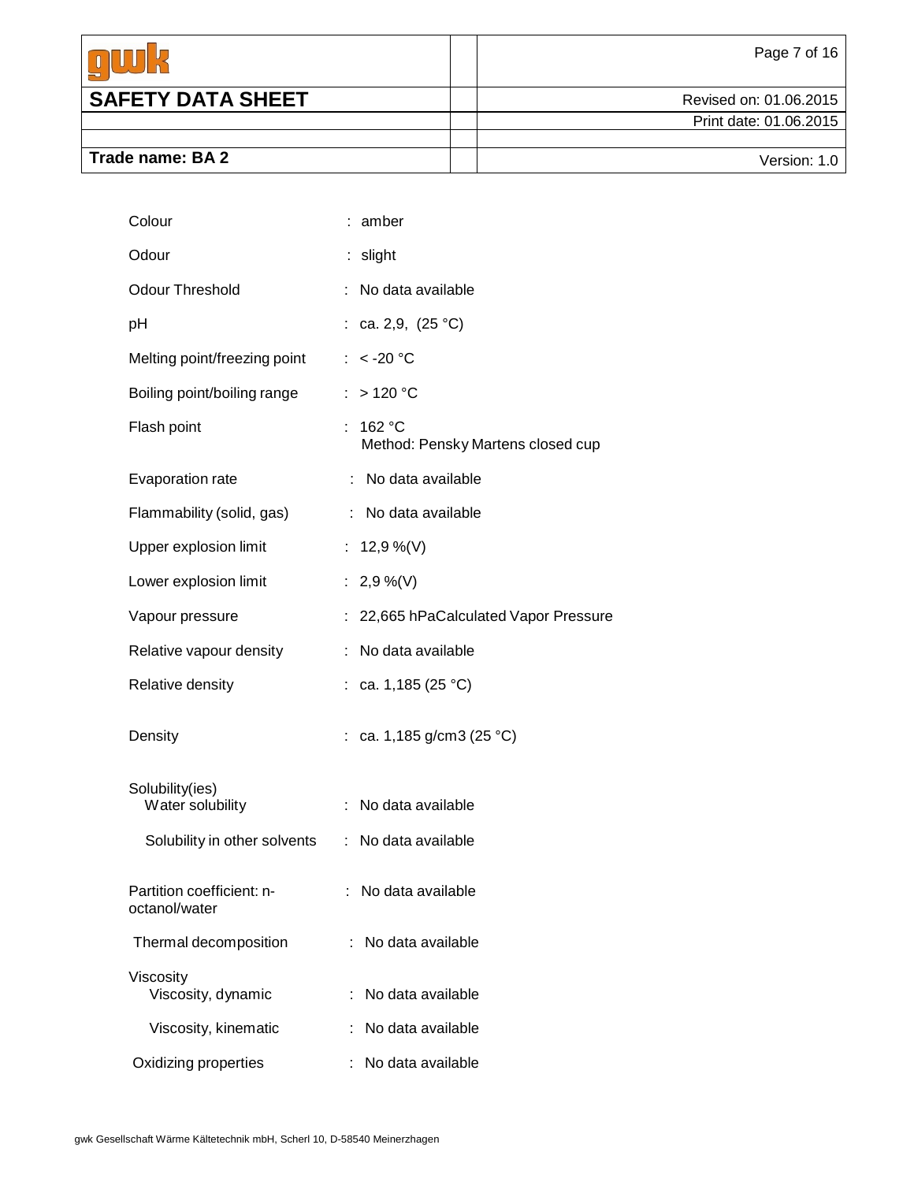| | | |
|---|---|---|
| Colour | : | amber |
| Odour | : | slight |
| Odour Threshold | : | No data available |
| pH | : | ca. 2,9, (25 °C) |
| Melting point/freezing point | : | < -20 °C |
| Boiling point/boiling range | : | > 120 °C |
| Flash point | : | 162 °C<br>Method: Pensky Martens closed cup |
| Evaporation rate | : | No data available |
| Flammability (solid, gas) | : | No data available |
| Upper explosion limit | : | 12,9 %(V) |
| Lower explosion limit | : | 2,9 %(V) |
| Vapour pressure | : | 22,665 hPaCalculated Vapor Pressure |
| Relative vapour density | : | No data available |
| Relative density | : | ca. 1,185 (25 °C) |
| Density | : | ca. 1,185 g/cm3 (25 °C) |
| Solubility(ies) | | |
| Water solubility | : | No data available |
| Solubility in other solvents | : | No data available |
| Partition coefficient: n-octanol/water | : | No data available |
| Thermal decomposition | : | No data available |
| Viscosity | | |
| Viscosity, dynamic | : | No data available |
| Viscosity, kinematic | : | No data available |
| Oxidizing properties | : | No data available |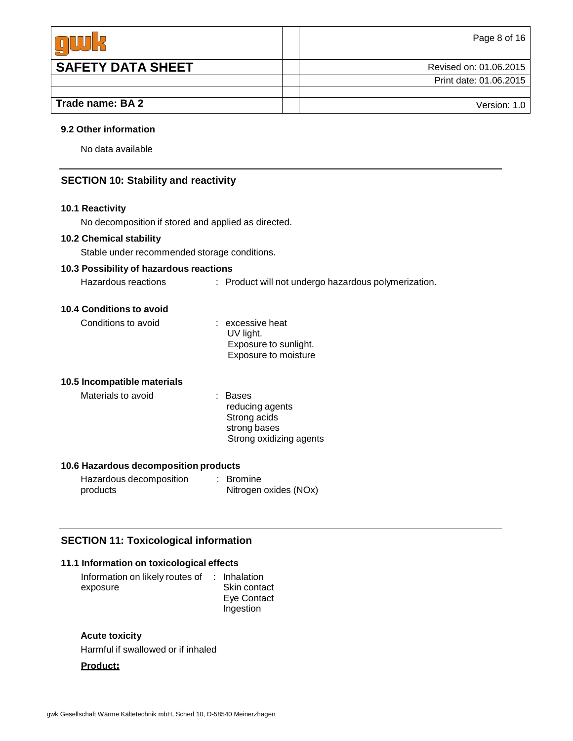### 9.2 Other information

No data available

## SECTION 10: Stability and reactivity

### 10.1 Reactivity

No decomposition if stored and applied as directed.

### 10.2 Chemical stability

Stable under recommended storage conditions.

### 10.3 Possibility of hazardous reactions

Hazardous reactions : Product will not undergo hazardous polymerization.

### 10.4 Conditions to avoid

Conditions to avoid : excessive heat
UV light.
Exposure to sunlight.
Exposure to moisture

### 10.5 Incompatible materials

Materials to avoid : Bases
reducing agents
Strong acids
strong bases
Strong oxidizing agents

### 10.6 Hazardous decomposition products

Hazardous decomposition products : Bromine
Nitrogen oxides (NOx)

## SECTION 11: Toxicological information

### 11.1 Information on toxicological effects

Information on likely routes of exposure : Inhalation
Skin contact
Eye Contact
Ingestion

**Acute toxicity**

Harmful if swallowed or if inhaled

**Product:**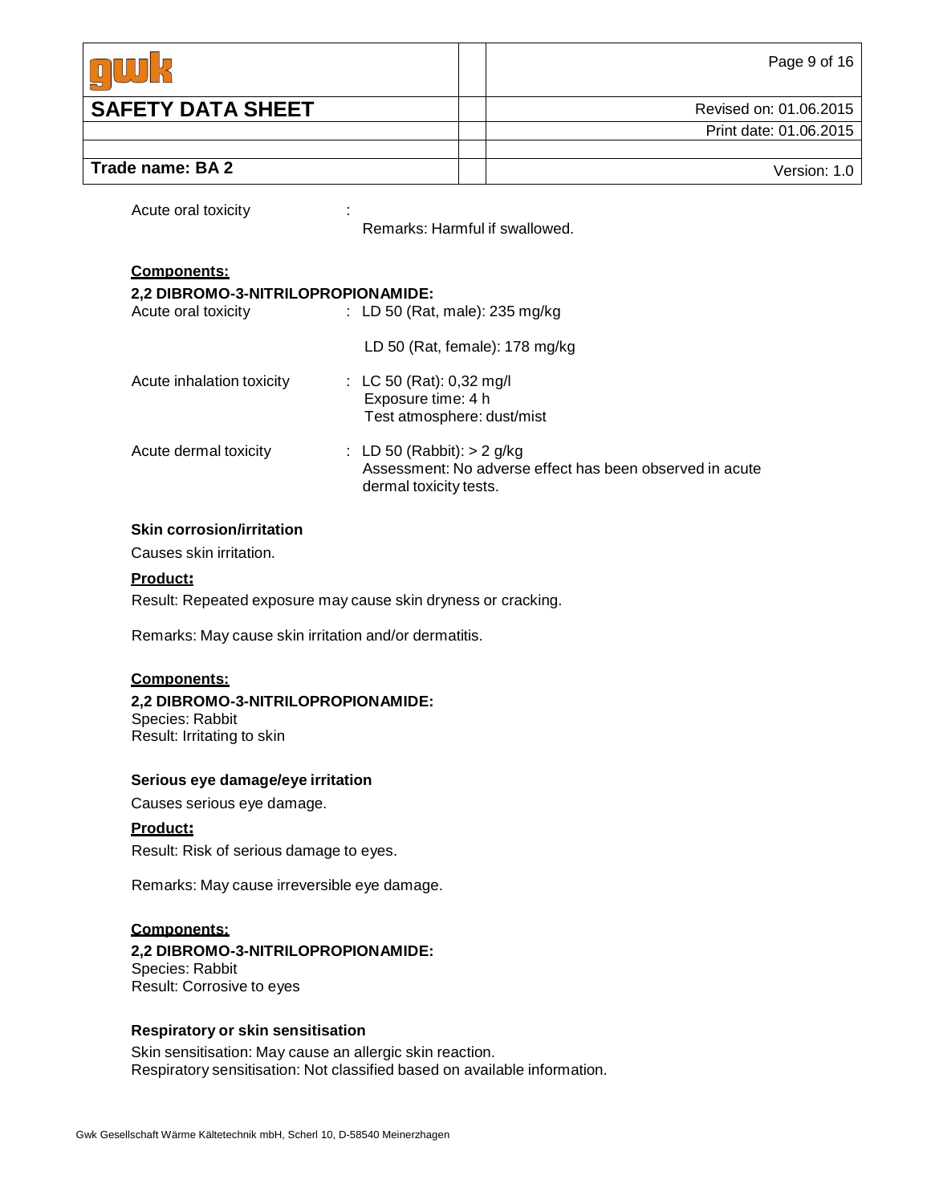Acute oral toxicity :
Remarks: Harmful if swallowed.

**Components:**

**2,2 DIBROMO-3-NITRILOPROPIONAMIDE:**

Acute oral toxicity : LD 50 (Rat, male): 235 mg/kg

LD 50 (Rat, female): 178 mg/kg

Acute inhalation toxicity : LC 50 (Rat): 0,32 mg/l
Exposure time: 4 h
Test atmosphere: dust/mist

Acute dermal toxicity : LD 50 (Rabbit): > 2 g/kg
Assessment: No adverse effect has been observed in acute dermal toxicity tests.

**Skin corrosion/irritation**

Causes skin irritation.

**Product:**

Result: Repeated exposure may cause skin dryness or cracking.

Remarks: May cause skin irritation and/or dermatitis.

**Components:**

**2,2 DIBROMO-3-NITRILOPROPIONAMIDE:**
Species: Rabbit
Result: Irritating to skin

**Serious eye damage/eye irritation**

Causes serious eye damage.

**Product:**

Result: Risk of serious damage to eyes.

Remarks: May cause irreversible eye damage.

**Components:**

**2,2 DIBROMO-3-NITRILOPROPIONAMIDE:**
Species: Rabbit
Result: Corrosive to eyes

**Respiratory or skin sensitisation**

Skin sensitisation: May cause an allergic skin reaction.
Respiratory sensitisation: Not classified based on available information.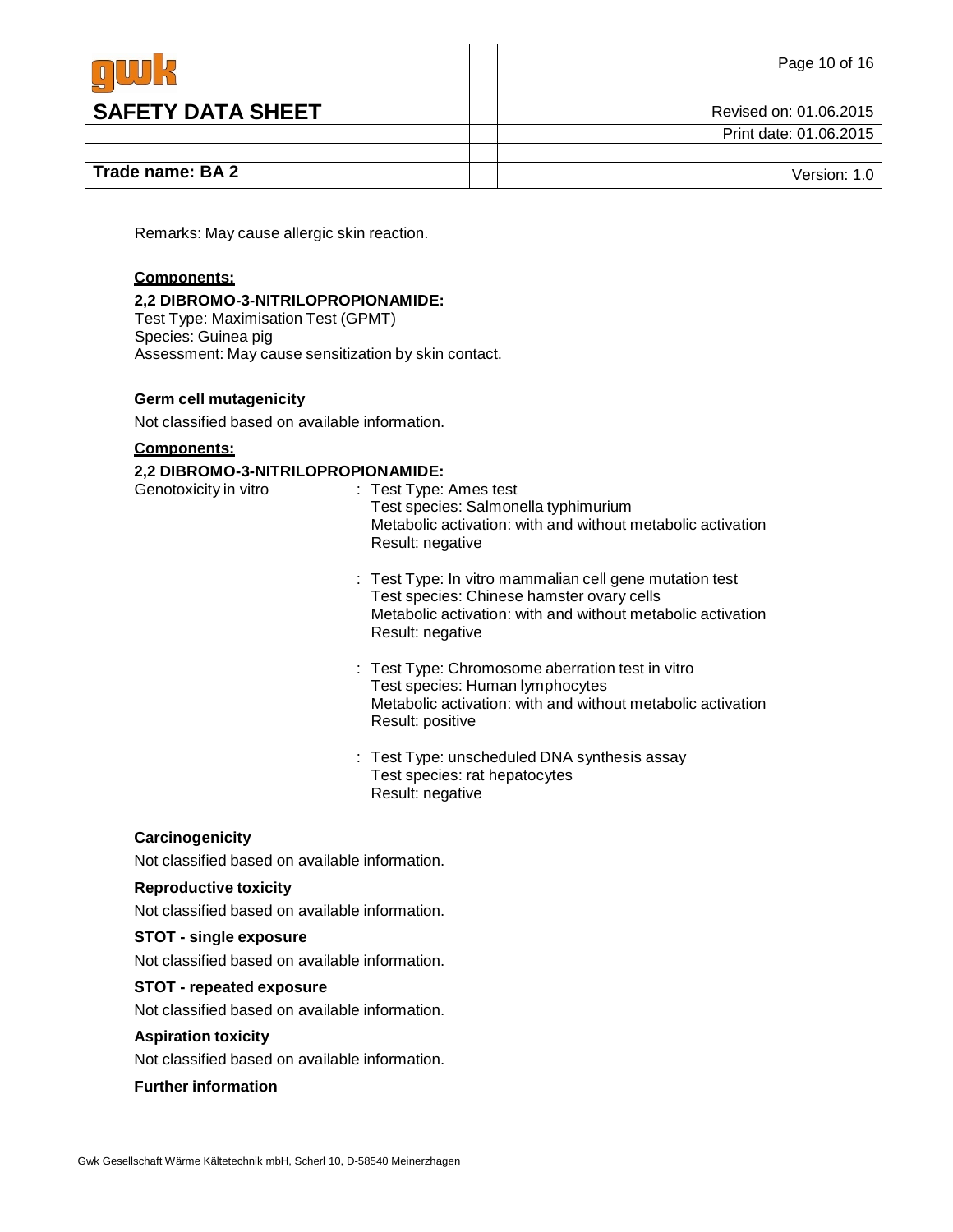Remarks: May cause allergic skin reaction.

**Components:**

**2,2 DIBROMO-3-NITRILOPROPIONAMIDE:**
Test Type: Maximisation Test (GPMT)
Species: Guinea pig
Assessment: May cause sensitization by skin contact.

**Germ cell mutagenicity**

Not classified based on available information.

**Components:**

**2,2 DIBROMO-3-NITRILOPROPIONAMIDE:**

Genotoxicity in vitro

: Test Type: Ames test
Test species: Salmonella typhimurium
Metabolic activation: with and without metabolic activation
Result: negative

: Test Type: In vitro mammalian cell gene mutation test
Test species: Chinese hamster ovary cells
Metabolic activation: with and without metabolic activation
Result: negative

: Test Type: Chromosome aberration test in vitro
Test species: Human lymphocytes
Metabolic activation: with and without metabolic activation
Result: positive

: Test Type: unscheduled DNA synthesis assay
Test species: rat hepatocytes
Result: negative

**Carcinogenicity**

Not classified based on available information.

**Reproductive toxicity**

Not classified based on available information.

**STOT - single exposure**

Not classified based on available information.

**STOT - repeated exposure**

Not classified based on available information.

**Aspiration toxicity**

Not classified based on available information.

**Further information**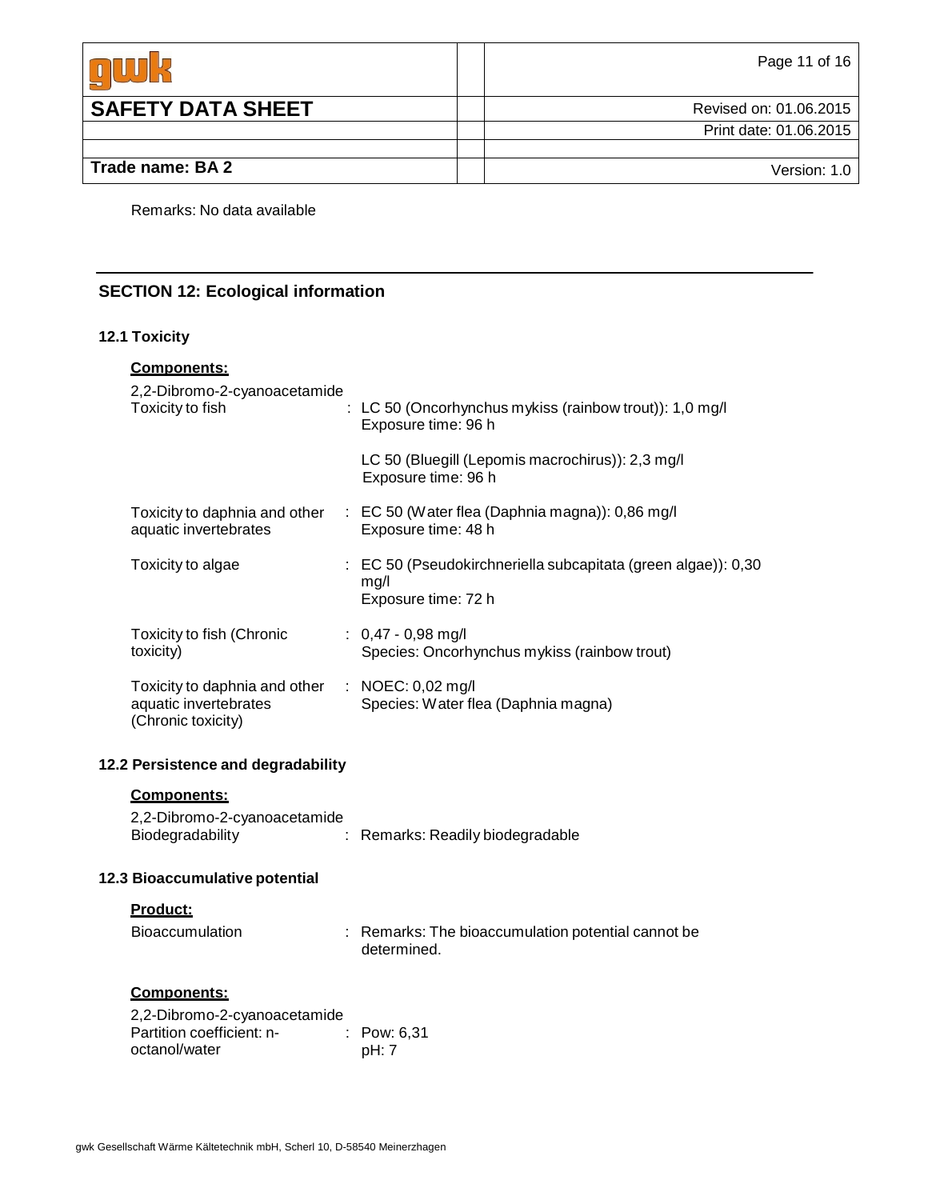Remarks: No data available

## SECTION 12: Ecological information

### 12.1 Toxicity

**Components:**

2,2-Dibromo-2-cyanoacetamide

| | |
|---|---|
| Toxicity to fish | : LC 50 (Oncorhynchus mykiss (rainbow trout)): 1,0 mg/l<br>Exposure time: 96 h<br><br>LC 50 (Bluegill (Lepomis macrochirus)): 2,3 mg/l<br>Exposure time: 96 h |
| Toxicity to daphnia and other aquatic invertebrates | : EC 50 (Water flea (Daphnia magna)): 0,86 mg/l<br>Exposure time: 48 h |
| Toxicity to algae | : EC 50 (Pseudokirchneriella subcapitata (green algae)): 0,30 mg/l<br>Exposure time: 72 h |
| Toxicity to fish (Chronic toxicity) | : 0,47 - 0,98 mg/l<br>Species: Oncorhynchus mykiss (rainbow trout) |
| Toxicity to daphnia and other aquatic invertebrates (Chronic toxicity) | : NOEC: 0,02 mg/l<br>Species: Water flea (Daphnia magna) |

### 12.2 Persistence and degradability

**Components:**

2,2-Dibromo-2-cyanoacetamide

| | |
|---|---|
| Biodegradability | : Remarks: Readily biodegradable |

### 12.3 Bioaccumulative potential

**Product:**

| | |
|---|---|
| Bioaccumulation | : Remarks: The bioaccumulation potential cannot be determined. |

**Components:**

2,2-Dibromo-2-cyanoacetamide

| | |
|---|---|
| Partition coefficient: n-octanol/water | : Pow: 6,31<br>pH: 7 |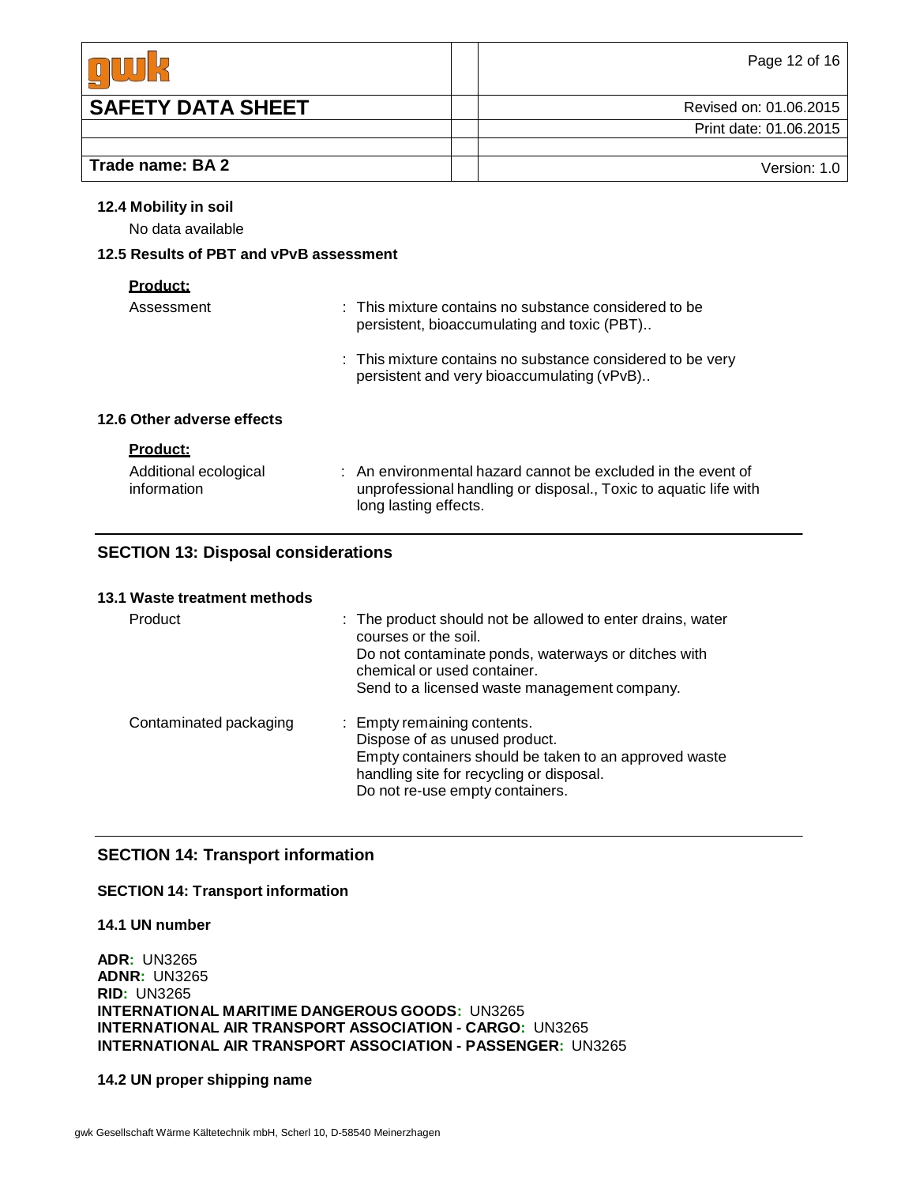### 12.4 Mobility in soil

No data available

### 12.5 Results of PBT and vPvB assessment

**Product:**

| | |
|---|---|
| Assessment | : This mixture contains no substance considered to be persistent, bioaccumulating and toxic (PBT).. |
| | : This mixture contains no substance considered to be very persistent and very bioaccumulating (vPvB).. |

### 12.6 Other adverse effects

**Product:**

| | |
|---|---|
| Additional ecological information | : An environmental hazard cannot be excluded in the event of unprofessional handling or disposal., Toxic to aquatic life with long lasting effects. |

## SECTION 13: Disposal considerations

### 13.1 Waste treatment methods

| | |
|---|---|
| Product | : The product should not be allowed to enter drains, water courses or the soil.<br>Do not contaminate ponds, waterways or ditches with chemical or used container.<br>Send to a licensed waste management company. |
| Contaminated packaging | : Empty remaining contents.<br>Dispose of as unused product.<br>Empty containers should be taken to an approved waste handling site for recycling or disposal.<br>Do not re-use empty containers. |

## SECTION 14: Transport information

**SECTION 14: Transport information**

### 14.1 UN number

**ADR:** UN3265
**ADNR:** UN3265
**RID:** UN3265
**INTERNATIONAL MARITIME DANGEROUS GOODS:** UN3265
**INTERNATIONAL AIR TRANSPORT ASSOCIATION - CARGO:** UN3265
**INTERNATIONAL AIR TRANSPORT ASSOCIATION - PASSENGER:** UN3265

### 14.2 UN proper shipping name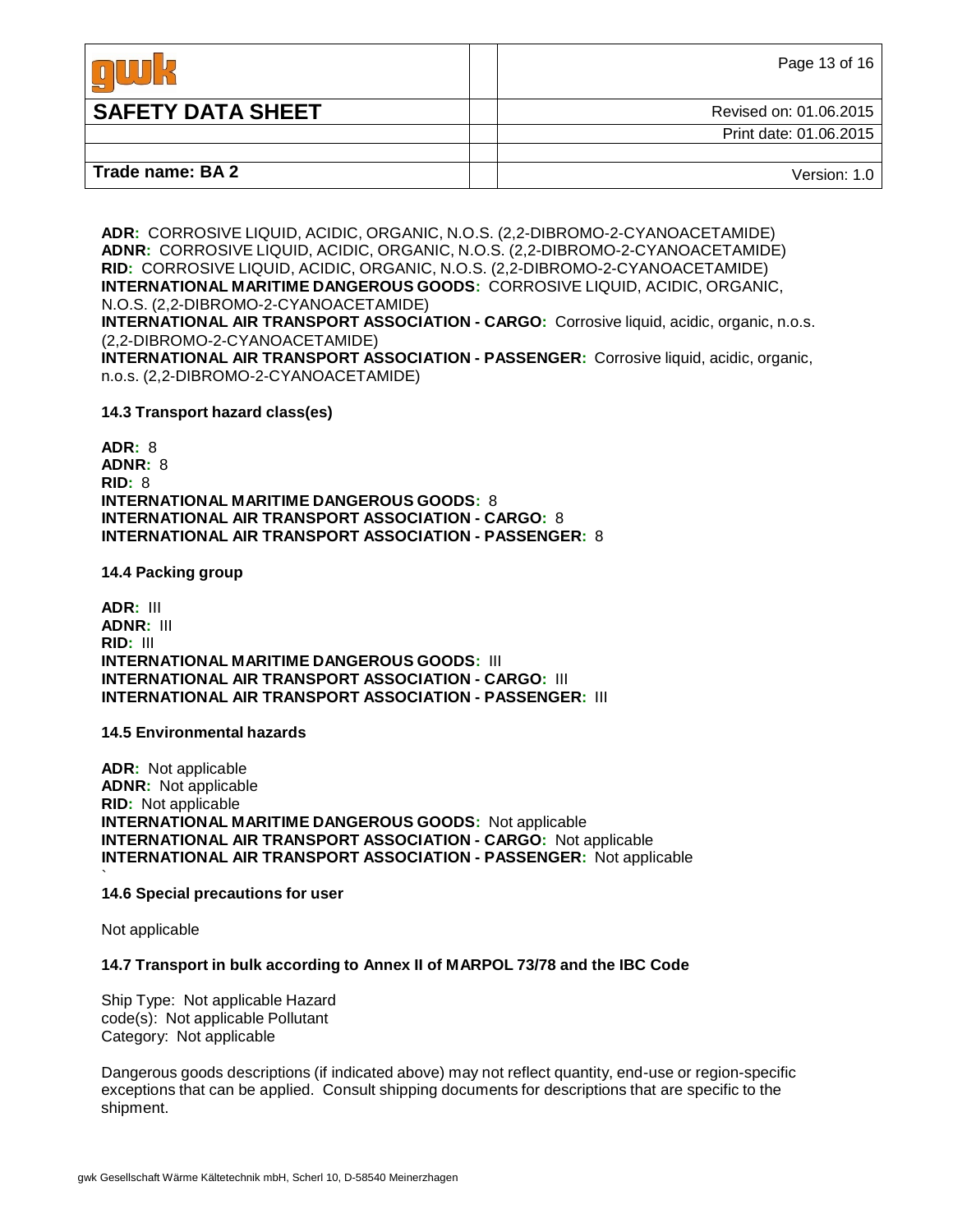**ADR:** CORROSIVE LIQUID, ACIDIC, ORGANIC, N.O.S. (2,2-DIBROMO-2-CYANOACETAMIDE)
**ADNR:** CORROSIVE LIQUID, ACIDIC, ORGANIC, N.O.S. (2,2-DIBROMO-2-CYANOACETAMIDE)
**RID:** CORROSIVE LIQUID, ACIDIC, ORGANIC, N.O.S. (2,2-DIBROMO-2-CYANOACETAMIDE)
**INTERNATIONAL MARITIME DANGEROUS GOODS:** CORROSIVE LIQUID, ACIDIC, ORGANIC, N.O.S. (2,2-DIBROMO-2-CYANOACETAMIDE)
**INTERNATIONAL AIR TRANSPORT ASSOCIATION - CARGO:** Corrosive liquid, acidic, organic, n.o.s. (2,2-DIBROMO-2-CYANOACETAMIDE)
**INTERNATIONAL AIR TRANSPORT ASSOCIATION - PASSENGER:** Corrosive liquid, acidic, organic, n.o.s. (2,2-DIBROMO-2-CYANOACETAMIDE)

### 14.3 Transport hazard class(es)

**ADR:** 8
**ADNR:** 8
**RID:** 8
**INTERNATIONAL MARITIME DANGEROUS GOODS:** 8
**INTERNATIONAL AIR TRANSPORT ASSOCIATION - CARGO:** 8
**INTERNATIONAL AIR TRANSPORT ASSOCIATION - PASSENGER:** 8

### 14.4 Packing group

**ADR:** III
**ADNR:** III
**RID:** III
**INTERNATIONAL MARITIME DANGEROUS GOODS:** III
**INTERNATIONAL AIR TRANSPORT ASSOCIATION - CARGO:** III
**INTERNATIONAL AIR TRANSPORT ASSOCIATION - PASSENGER:** III

### 14.5 Environmental hazards

**ADR:** Not applicable
**ADNR:** Not applicable
**RID:** Not applicable
**INTERNATIONAL MARITIME DANGEROUS GOODS:** Not applicable
**INTERNATIONAL AIR TRANSPORT ASSOCIATION - CARGO:** Not applicable
**INTERNATIONAL AIR TRANSPORT ASSOCIATION - PASSENGER:** Not applicable

### 14.6 Special precautions for user

Not applicable

### 14.7 Transport in bulk according to Annex II of MARPOL 73/78 and the IBC Code

Ship Type: Not applicable Hazard code(s): Not applicable Pollutant Category: Not applicable

Dangerous goods descriptions (if indicated above) may not reflect quantity, end-use or region-specific exceptions that can be applied. Consult shipping documents for descriptions that are specific to the shipment.

gwk Gesellschaft Wärme Kältetechnik mbH, Scherl 10, D-58540 Meinerzhagen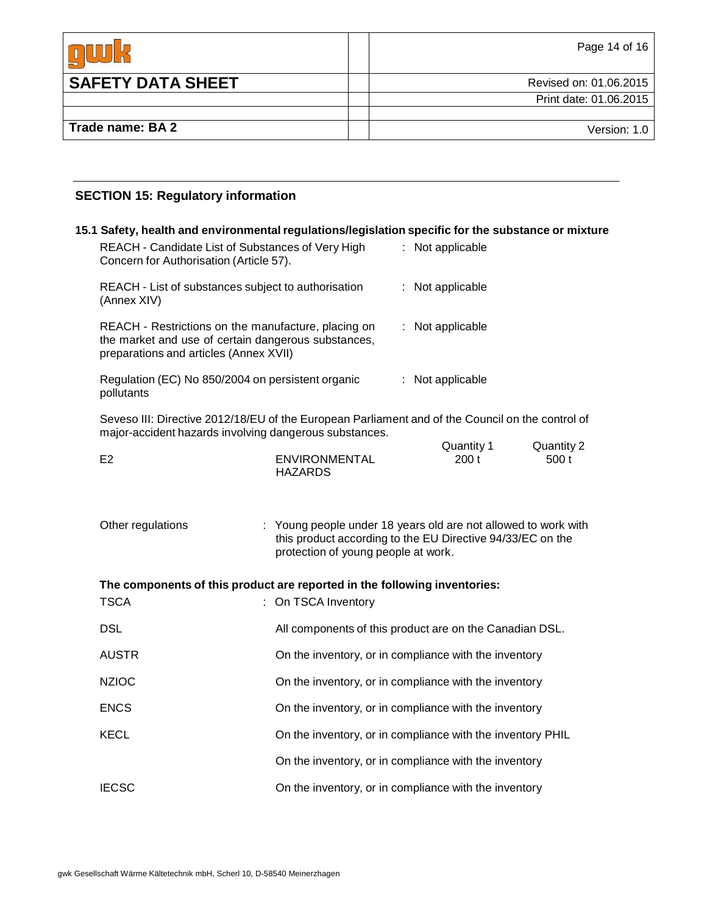## SECTION 15: Regulatory information

### 15.1 Safety, health and environmental regulations/legislation specific for the substance or mixture

REACH - Candidate List of Substances of Very High Concern for Authorisation (Article 57). : Not applicable

REACH - List of substances subject to authorisation (Annex XIV) : Not applicable

REACH - Restrictions on the manufacture, placing on the market and use of certain dangerous substances, preparations and articles (Annex XVII) : Not applicable

Regulation (EC) No 850/2004 on persistent organic pollutants : Not applicable

Seveso III: Directive 2012/18/EU of the European Parliament and of the Council on the control of major-accident hazards involving dangerous substances.

| | | Quantity 1 | Quantity 2 |
|---|---|---|---|
| E2 | ENVIRONMENTAL HAZARDS | 200 t | 500 t |

Other regulations : Young people under 18 years old are not allowed to work with this product according to the EU Directive 94/33/EC on the protection of young people at work.

**The components of this product are reported in the following inventories:**

| | |
|---|---|
| TSCA | : On TSCA Inventory |
| DSL | All components of this product are on the Canadian DSL. |
| AUSTR | On the inventory, or in compliance with the inventory |
| NZIOC | On the inventory, or in compliance with the inventory |
| ENCS | On the inventory, or in compliance with the inventory |
| KECL | On the inventory, or in compliance with the inventory PHIL |
| | On the inventory, or in compliance with the inventory |
| IECSC | On the inventory, or in compliance with the inventory |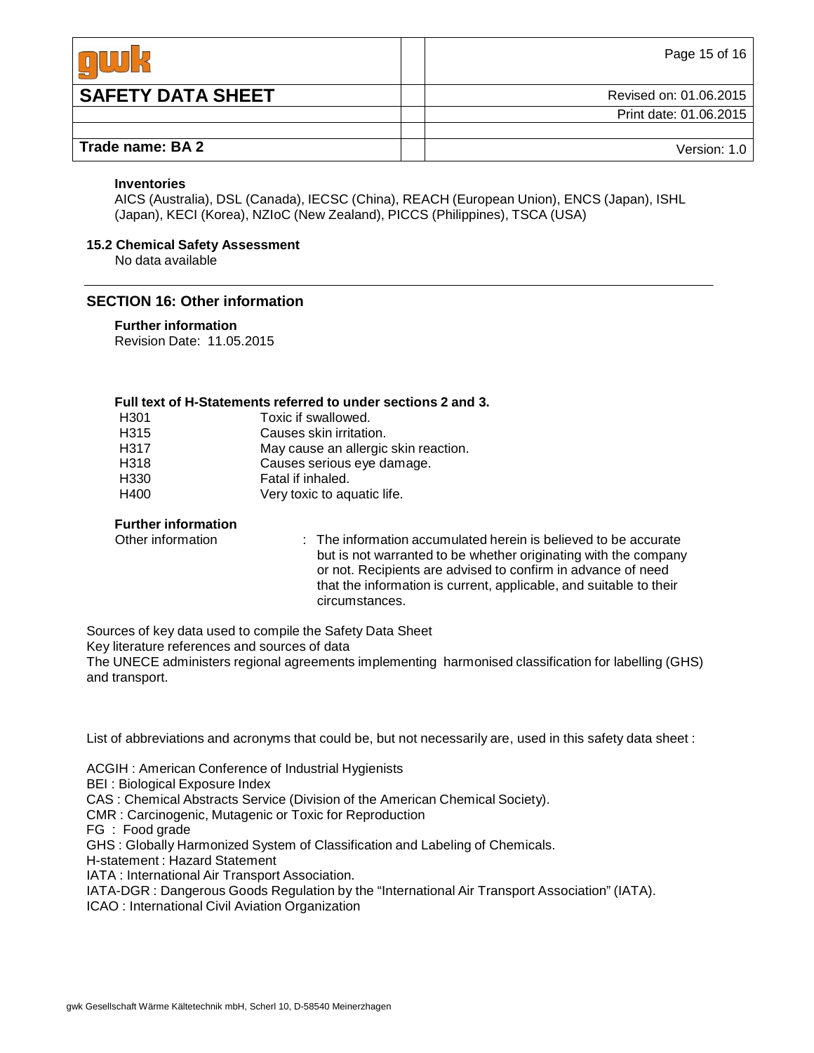**Inventories**

AICS (Australia), DSL (Canada), IECSC (China), REACH (European Union), ENCS (Japan), ISHL (Japan), KECI (Korea), NZIoC (New Zealand), PICCS (Philippines), TSCA (USA)

**15.2 Chemical Safety Assessment**

No data available

## SECTION 16: Other information

**Further information**

Revision Date: 11.05.2015

**Full text of H-Statements referred to under sections 2 and 3.**

| | |
|---|---|
| H301 | Toxic if swallowed. |
| H315 | Causes skin irritation. |
| H317 | May cause an allergic skin reaction. |
| H318 | Causes serious eye damage. |
| H330 | Fatal if inhaled. |
| H400 | Very toxic to aquatic life. |

**Further information**

Other information : The information accumulated herein is believed to be accurate but is not warranted to be whether originating with the company or not. Recipients are advised to confirm in advance of need that the information is current, applicable, and suitable to their circumstances.

Sources of key data used to compile the Safety Data Sheet

Key literature references and sources of data

The UNECE administers regional agreements implementing harmonised classification for labelling (GHS) and transport.

List of abbreviations and acronyms that could be, but not necessarily are, used in this safety data sheet :

ACGIH : American Conference of Industrial Hygienists

BEI : Biological Exposure Index

CAS : Chemical Abstracts Service (Division of the American Chemical Society).

CMR : Carcinogenic, Mutagenic or Toxic for Reproduction

FG : Food grade

GHS : Globally Harmonized System of Classification and Labeling of Chemicals.

H-statement : Hazard Statement

IATA : International Air Transport Association.

IATA-DGR : Dangerous Goods Regulation by the “International Air Transport Association” (IATA).

ICAO : International Civil Aviation Organization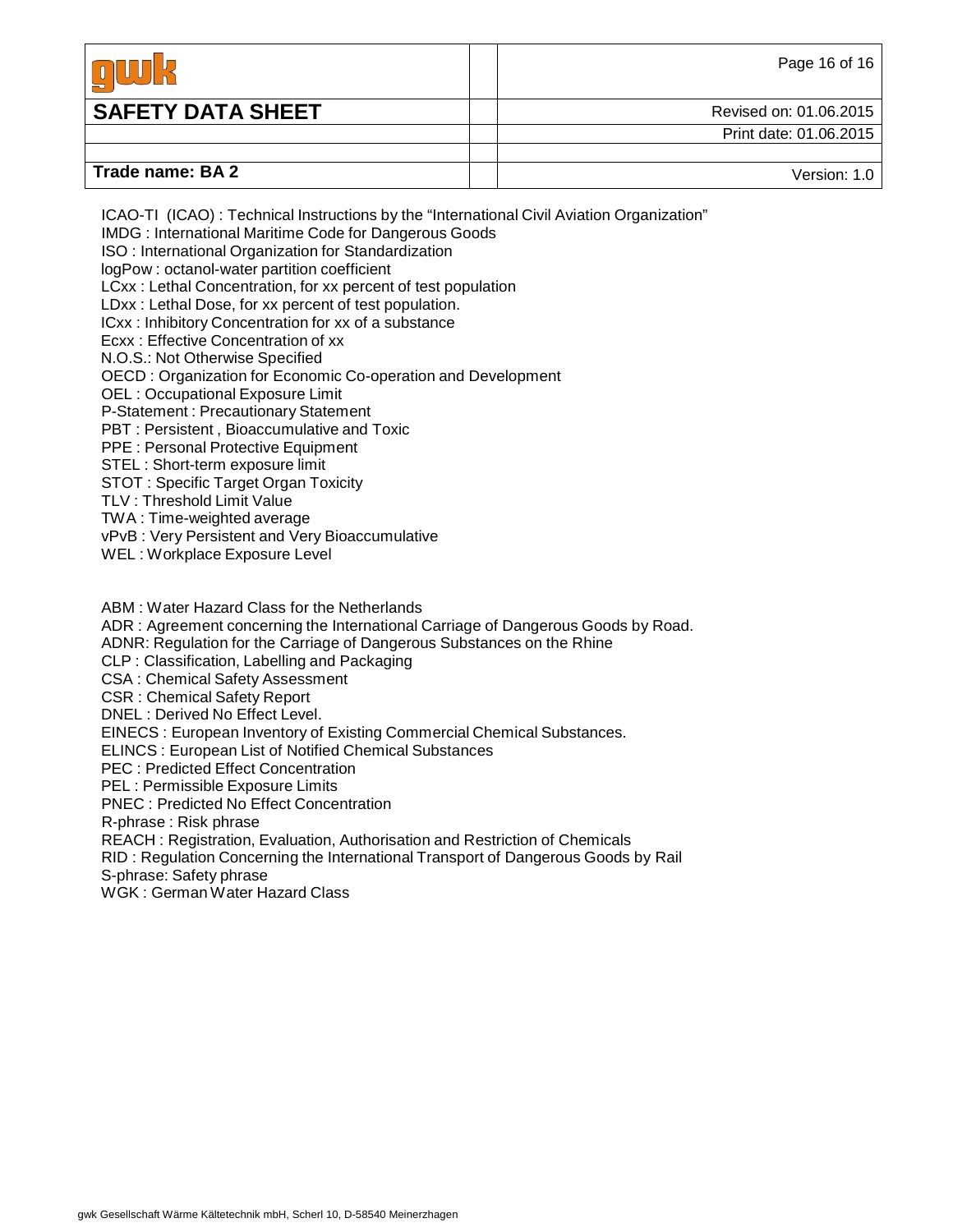ICAO-TI (ICAO) : Technical Instructions by the “International Civil Aviation Organization”
IMDG : International Maritime Code for Dangerous Goods
ISO : International Organization for Standardization
logPow : octanol-water partition coefficient
LCxx : Lethal Concentration, for xx percent of test population
LDxx : Lethal Dose, for xx percent of test population.
ICxx : Inhibitory Concentration for xx of a substance
Ecxx : Effective Concentration of xx
N.O.S.: Not Otherwise Specified
OECD : Organization for Economic Co-operation and Development
OEL : Occupational Exposure Limit
P-Statement : Precautionary Statement
PBT : Persistent , Bioaccumulative and Toxic
PPE : Personal Protective Equipment
STEL : Short-term exposure limit
STOT : Specific Target Organ Toxicity
TLV : Threshold Limit Value
TWA : Time-weighted average
vPvB : Very Persistent and Very Bioaccumulative
WEL : Workplace Exposure Level

ABM : Water Hazard Class for the Netherlands
ADR : Agreement concerning the International Carriage of Dangerous Goods by Road.
ADNR: Regulation for the Carriage of Dangerous Substances on the Rhine
CLP : Classification, Labelling and Packaging
CSA : Chemical Safety Assessment
CSR : Chemical Safety Report
DNEL : Derived No Effect Level.
EINECS : European Inventory of Existing Commercial Chemical Substances.
ELINCS : European List of Notified Chemical Substances
PEC : Predicted Effect Concentration
PEL : Permissible Exposure Limits
PNEC : Predicted No Effect Concentration
R-phrase : Risk phrase
REACH : Registration, Evaluation, Authorisation and Restriction of Chemicals
RID : Regulation Concerning the International Transport of Dangerous Goods by Rail
S-phrase: Safety phrase
WGK : German Water Hazard Class